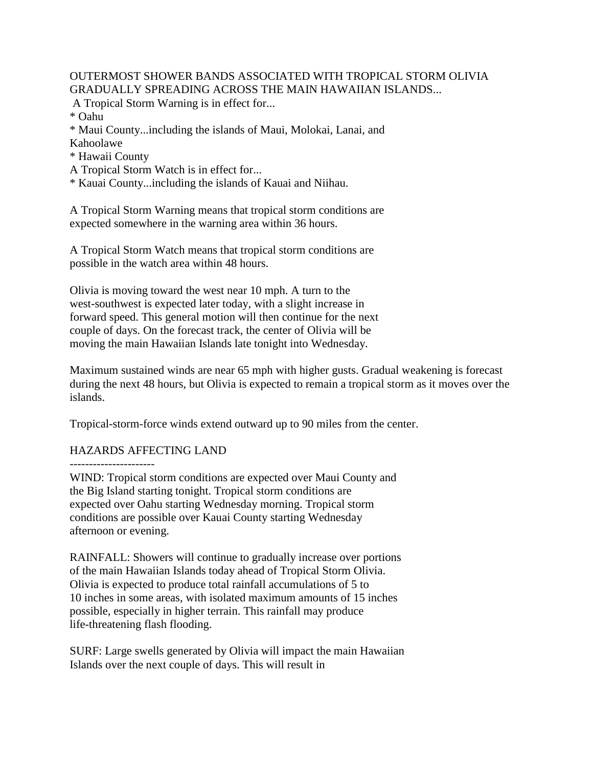OUTERMOST SHOWER BANDS ASSOCIATED WITH TROPICAL STORM OLIVIA GRADUALLY SPREADING ACROSS THE MAIN HAWAIIAN ISLANDS...

A Tropical Storm Warning is in effect for...

* Oahu
* Maui County...including the islands of Maui, Molokai, Lanai, and Kahoolawe
* Hawaii County

A Tropical Storm Watch is in effect for...

* Kauai County...including the islands of Kauai and Niihau.

A Tropical Storm Warning means that tropical storm conditions are expected somewhere in the warning area within 36 hours.

A Tropical Storm Watch means that tropical storm conditions are possible in the watch area within 48 hours.

Olivia is moving toward the west near 10 mph. A turn to the west-southwest is expected later today, with a slight increase in forward speed. This general motion will then continue for the next couple of days. On the forecast track, the center of Olivia will be moving the main Hawaiian Islands late tonight into Wednesday.

Maximum sustained winds are near 65 mph with higher gusts. Gradual weakening is forecast during the next 48 hours, but Olivia is expected to remain a tropical storm as it moves over the islands.

Tropical-storm-force winds extend outward up to 90 miles from the center.

## HAZARDS AFFECTING LAND

----------------------

WIND: Tropical storm conditions are expected over Maui County and the Big Island starting tonight. Tropical storm conditions are expected over Oahu starting Wednesday morning. Tropical storm conditions are possible over Kauai County starting Wednesday afternoon or evening.

RAINFALL: Showers will continue to gradually increase over portions of the main Hawaiian Islands today ahead of Tropical Storm Olivia. Olivia is expected to produce total rainfall accumulations of 5 to 10 inches in some areas, with isolated maximum amounts of 15 inches possible, especially in higher terrain. This rainfall may produce life-threatening flash flooding.

SURF: Large swells generated by Olivia will impact the main Hawaiian Islands over the next couple of days. This will result in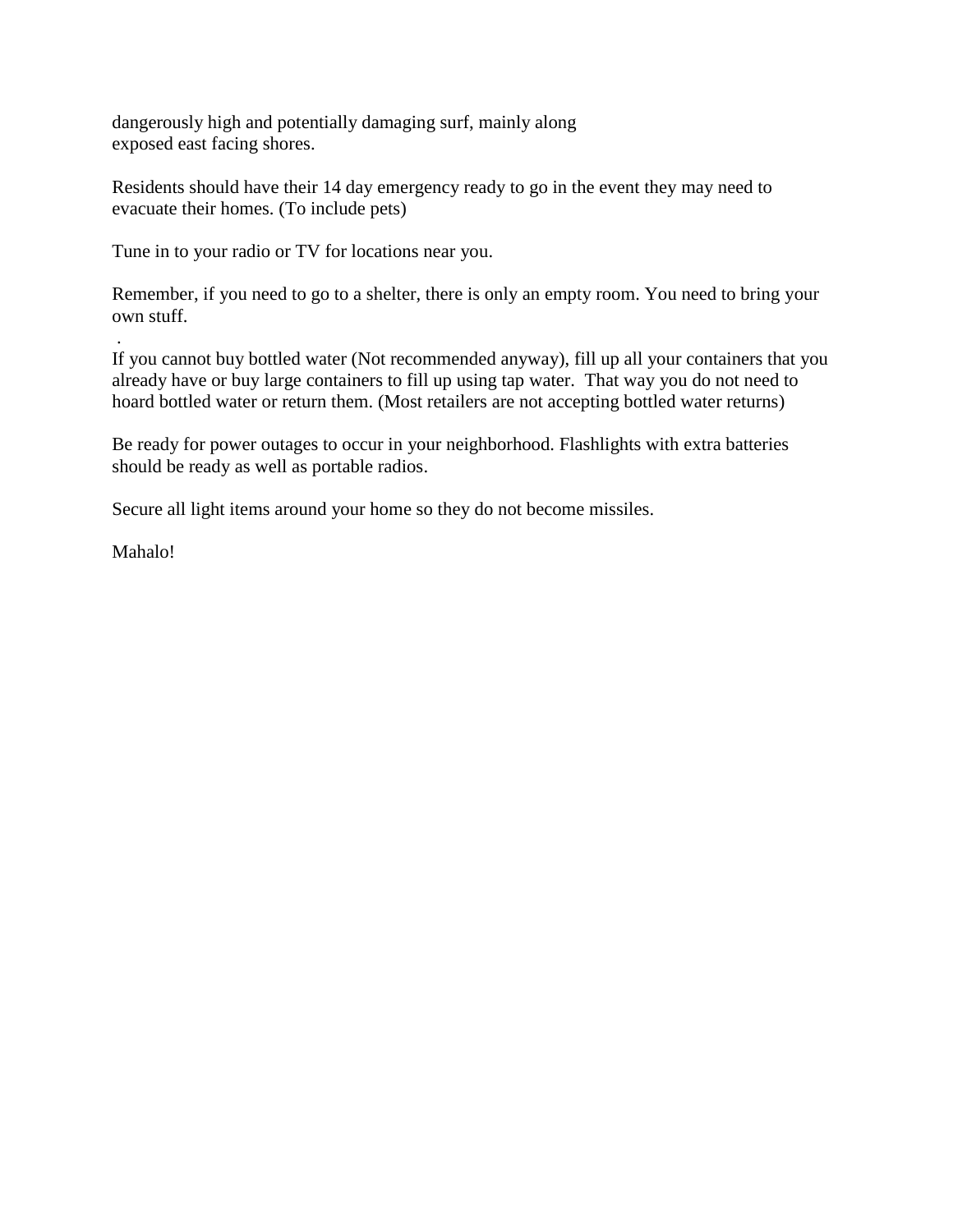dangerously high and potentially damaging surf, mainly along
exposed east facing shores.

Residents should have their 14 day emergency ready to go in the event they may need to evacuate their homes. (To include pets)

Tune in to your radio or TV for locations near you.

Remember, if you need to go to a shelter, there is only an empty room. You need to bring your own stuff.

.

If you cannot buy bottled water (Not recommended anyway), fill up all your containers that you already have or buy large containers to fill up using tap water. That way you do not need to hoard bottled water or return them. (Most retailers are not accepting bottled water returns)

Be ready for power outages to occur in your neighborhood. Flashlights with extra batteries should be ready as well as portable radios.

Secure all light items around your home so they do not become missiles.

Mahalo!